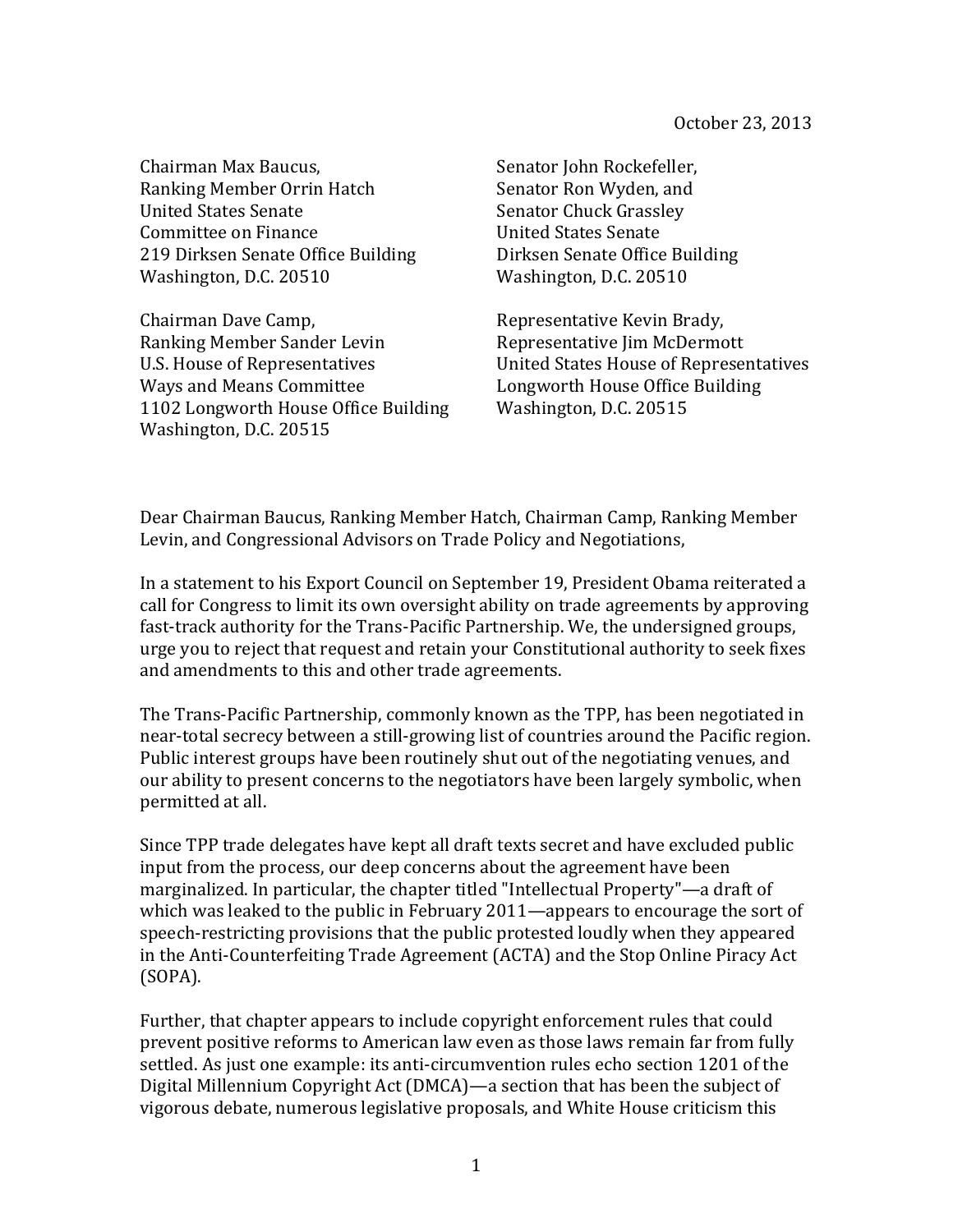October 23, 2013

Chairman Max Baucus,
Ranking Member Orrin Hatch
United States Senate
Committee on Finance
219 Dirksen Senate Office Building
Washington, D.C. 20510

Senator John Rockefeller,
Senator Ron Wyden, and
Senator Chuck Grassley
United States Senate
Dirksen Senate Office Building
Washington, D.C. 20510

Chairman Dave Camp,
Ranking Member Sander Levin
U.S. House of Representatives
Ways and Means Committee
1102 Longworth House Office Building
Washington, D.C. 20515

Representative Kevin Brady,
Representative Jim McDermott
United States House of Representatives
Longworth House Office Building
Washington, D.C. 20515

Dear Chairman Baucus, Ranking Member Hatch, Chairman Camp, Ranking Member Levin, and Congressional Advisors on Trade Policy and Negotiations,

In a statement to his Export Council on September 19, President Obama reiterated a call for Congress to limit its own oversight ability on trade agreements by approving fast-track authority for the Trans-Pacific Partnership. We, the undersigned groups, urge you to reject that request and retain your Constitutional authority to seek fixes and amendments to this and other trade agreements.

The Trans-Pacific Partnership, commonly known as the TPP, has been negotiated in near-total secrecy between a still-growing list of countries around the Pacific region. Public interest groups have been routinely shut out of the negotiating venues, and our ability to present concerns to the negotiators have been largely symbolic, when permitted at all.

Since TPP trade delegates have kept all draft texts secret and have excluded public input from the process, our deep concerns about the agreement have been marginalized. In particular, the chapter titled "Intellectual Property"—a draft of which was leaked to the public in February 2011—appears to encourage the sort of speech-restricting provisions that the public protested loudly when they appeared in the Anti-Counterfeiting Trade Agreement (ACTA) and the Stop Online Piracy Act (SOPA).

Further, that chapter appears to include copyright enforcement rules that could prevent positive reforms to American law even as those laws remain far from fully settled. As just one example: its anti-circumvention rules echo section 1201 of the Digital Millennium Copyright Act (DMCA)—a section that has been the subject of vigorous debate, numerous legislative proposals, and White House criticism this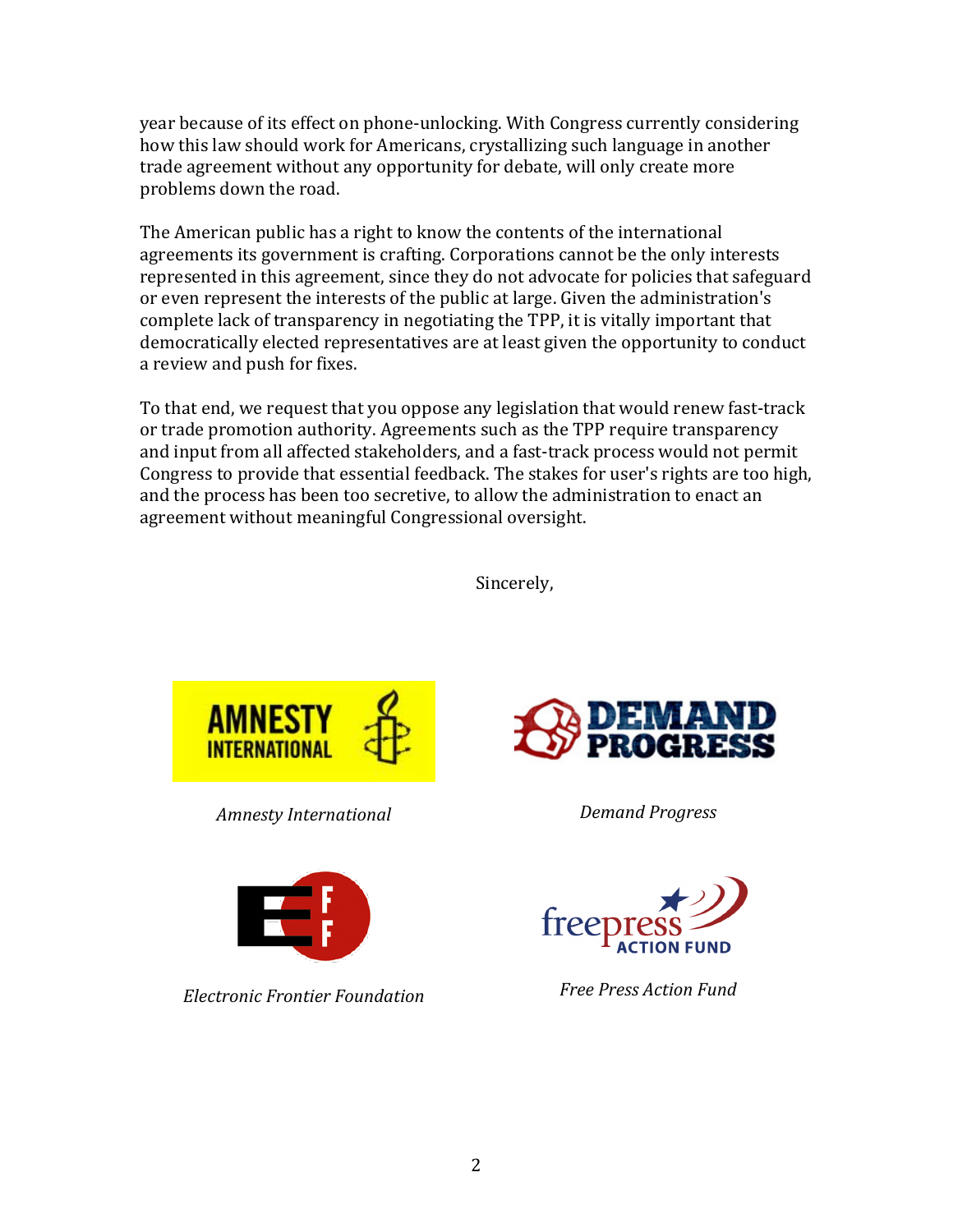year because of its effect on phone-unlocking. With Congress currently considering how this law should work for Americans, crystallizing such language in another trade agreement without any opportunity for debate, will only create more problems down the road.

The American public has a right to know the contents of the international agreements its government is crafting. Corporations cannot be the only interests represented in this agreement, since they do not advocate for policies that safeguard or even represent the interests of the public at large. Given the administration's complete lack of transparency in negotiating the TPP, it is vitally important that democratically elected representatives are at least given the opportunity to conduct a review and push for fixes.

To that end, we request that you oppose any legislation that would renew fast-track or trade promotion authority. Agreements such as the TPP require transparency and input from all affected stakeholders, and a fast-track process would not permit Congress to provide that essential feedback. The stakes for user's rights are too high, and the process has been too secretive, to allow the administration to enact an agreement without meaningful Congressional oversight.

Sincerely,

*Amnesty International*

*Demand Progress*

*Electronic Frontier Foundation*

*Free Press Action Fund*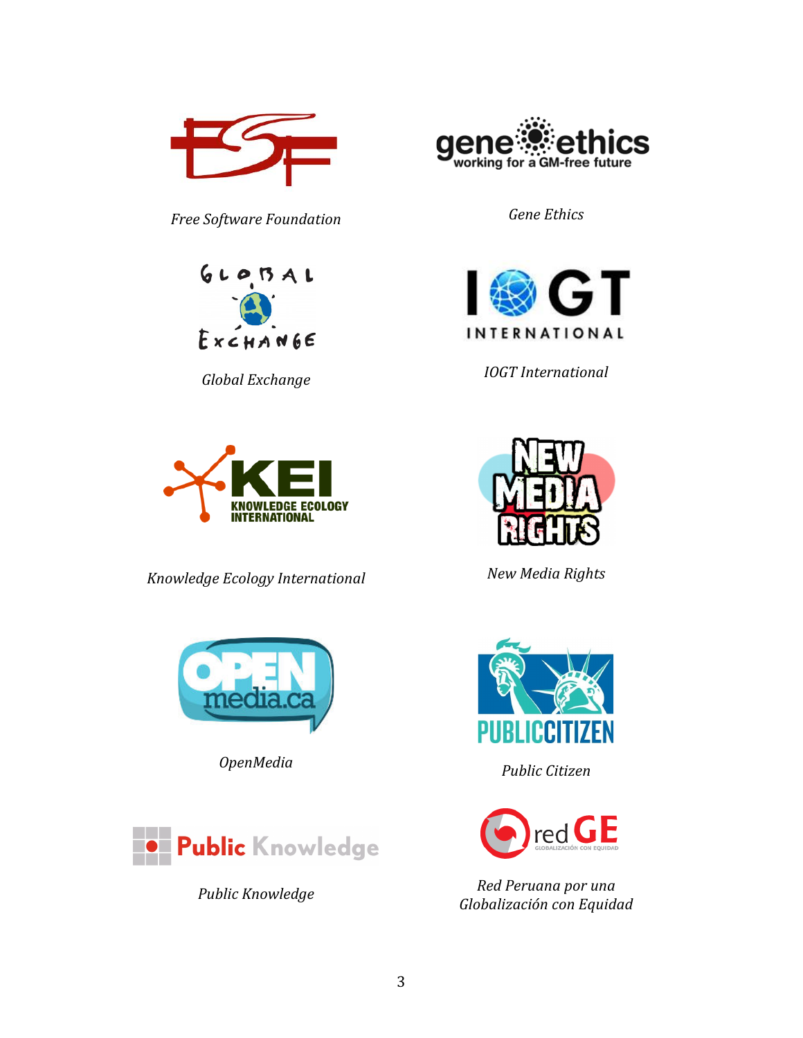*Free Software Foundation*

*Gene Ethics*

*Global Exchange*

*IOGT International*

*Knowledge Ecology International*

*New Media Rights*

*OpenMedia*

*Public Citizen*

*Public Knowledge*

*Red Peruana por una Globalización con Equidad*